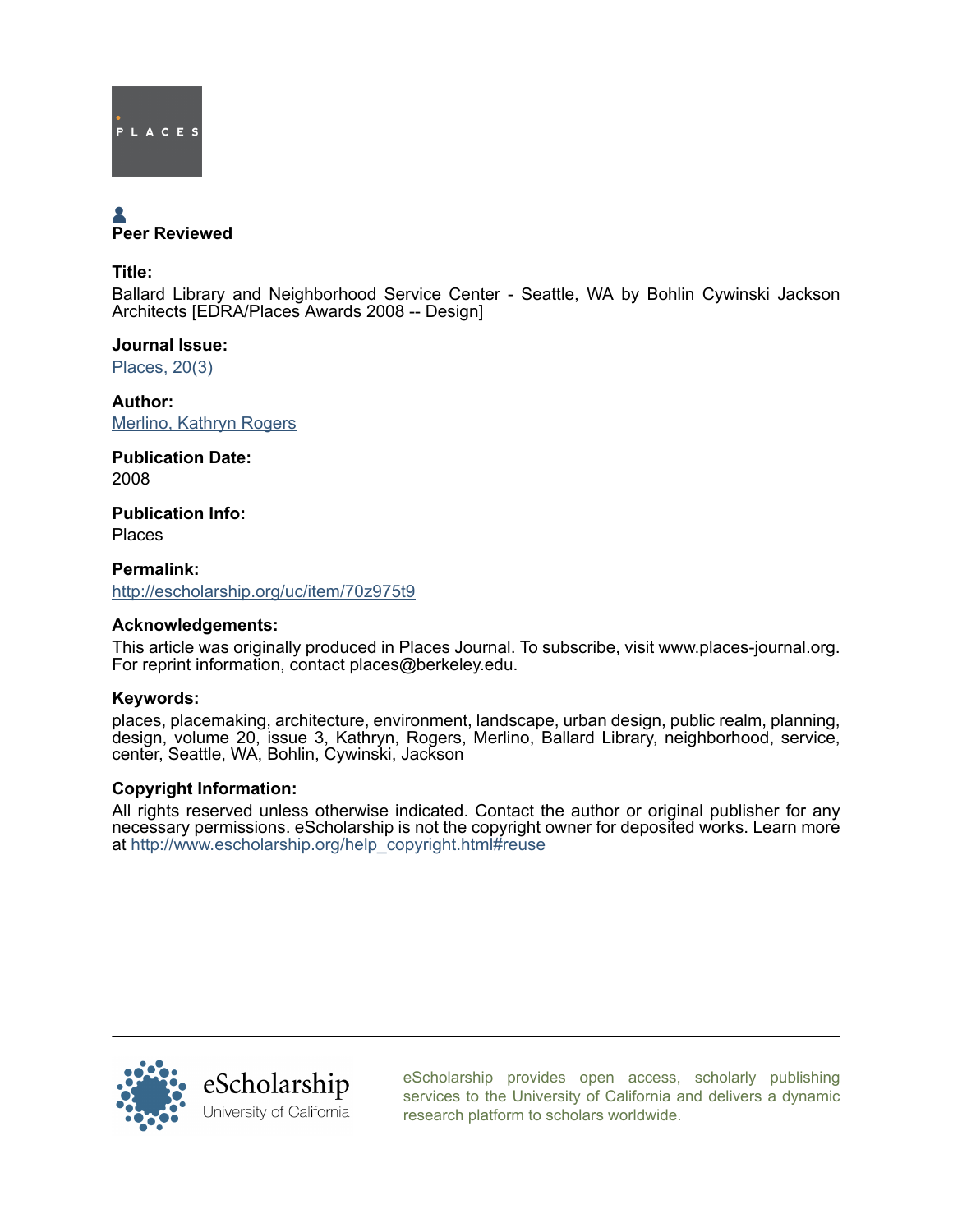PLACES

**Peer Reviewed**

**Title:**
Ballard Library and Neighborhood Service Center - Seattle, WA by Bohlin Cywinski Jackson Architects [EDRA/Places Awards 2008 -- Design]

**Journal Issue:**
[Places, 20(3)](Places, 20(3))

**Author:**
[Merlino, Kathryn Rogers](Merlino, Kathryn Rogers)

**Publication Date:**
2008

**Publication Info:**
Places

**Permalink:**
[http://escholarship.org/uc/item/70z975t9](http://escholarship.org/uc/item/70z975t9)

**Acknowledgements:**
This article was originally produced in Places Journal. To subscribe, visit www.places-journal.org. For reprint information, contact places@berkeley.edu.

**Keywords:**
places, placemaking, architecture, environment, landscape, urban design, public realm, planning, design, volume 20, issue 3, Kathryn, Rogers, Merlino, Ballard Library, neighborhood, service, center, Seattle, WA, Bohlin, Cywinski, Jackson

**Copyright Information:**
All rights reserved unless otherwise indicated. Contact the author or original publisher for any necessary permissions. eScholarship is not the copyright owner for deposited works. Learn more at [http://www.escholarship.org/help_copyright.html#reuse](http://www.escholarship.org/help_copyright.html#reuse)

eScholarship
University of California

eScholarship provides open access, scholarly publishing services to the University of California and delivers a dynamic research platform to scholars worldwide.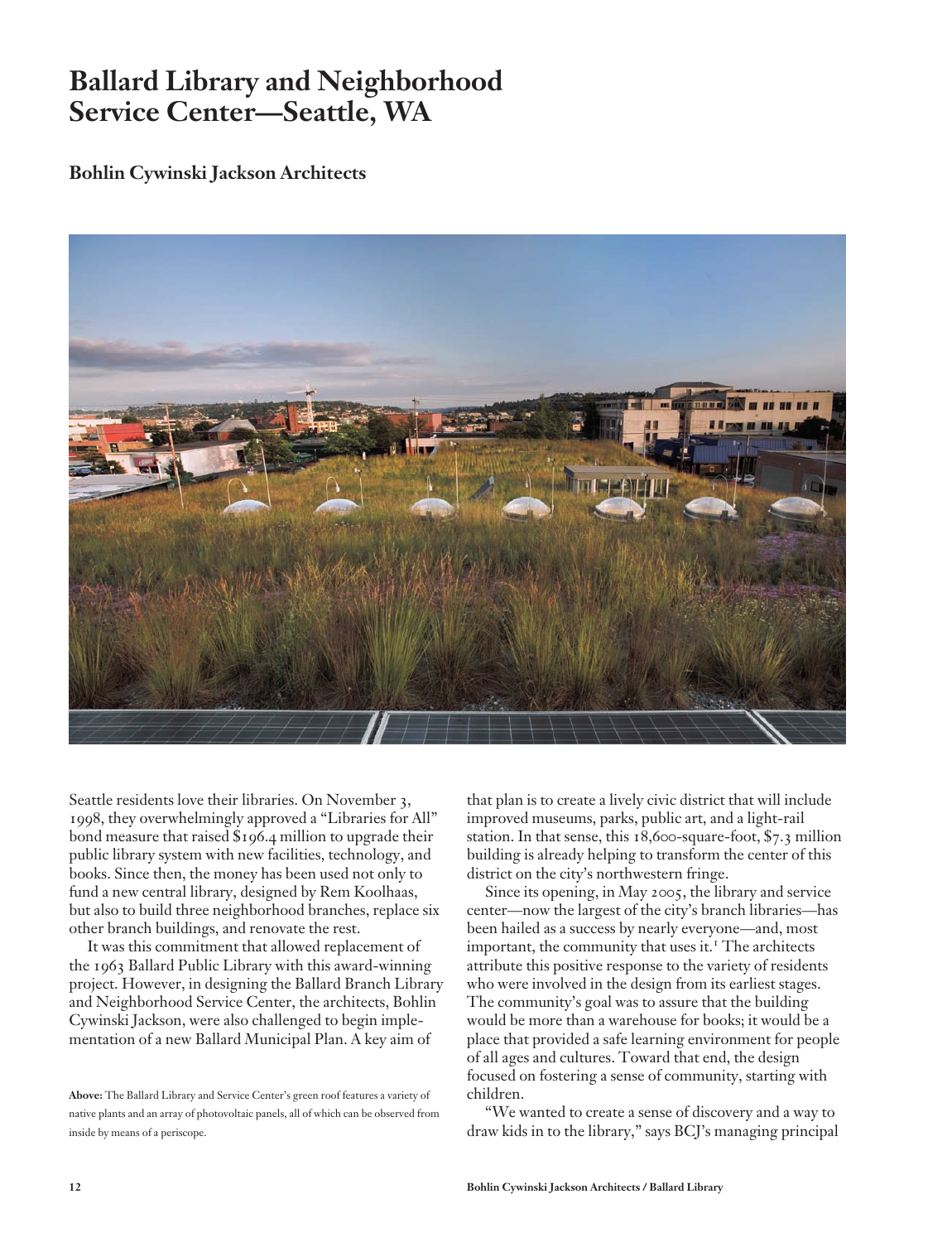# Ballard Library and Neighborhood Service Center—Seattle, WA

### Bohlin Cywinski Jackson Architects

**Above:** The Ballard Library and Service Center's green roof features a variety of native plants and an array of photovoltaic panels, all of which can be observed from inside by means of a periscope.

Seattle residents love their libraries. On November 3, 1998, they overwhelmingly approved a "Libraries for All" bond measure that raised $196.4 million to upgrade their public library system with new facilities, technology, and books. Since then, the money has been used not only to fund a new central library, designed by Rem Koolhaas, but also to build three neighborhood branches, replace six other branch buildings, and renovate the rest.

It was this commitment that allowed replacement of the 1963 Ballard Public Library with this award-winning project. However, in designing the Ballard Branch Library and Neighborhood Service Center, the architects, Bohlin Cywinski Jackson, were also challenged to begin implementation of a new Ballard Municipal Plan. A key aim of that plan is to create a lively civic district that will include improved museums, parks, public art, and a light-rail station. In that sense, this 18,600-square-foot, $7.3 million building is already helping to transform the center of this district on the city's northwestern fringe.

Since its opening, in May 2005, the library and service center—now the largest of the city's branch libraries—has been hailed as a success by nearly everyone—and, most important, the community that uses it.[1] The architects attribute this positive response to the variety of residents who were involved in the design from its earliest stages. The community's goal was to assure that the building would be more than a warehouse for books; it would be a place that provided a safe learning environment for people of all ages and cultures. Toward that end, the design focused on fostering a sense of community, starting with children.

"We wanted to create a sense of discovery and a way to draw kids in to the library," says BCJ's managing principal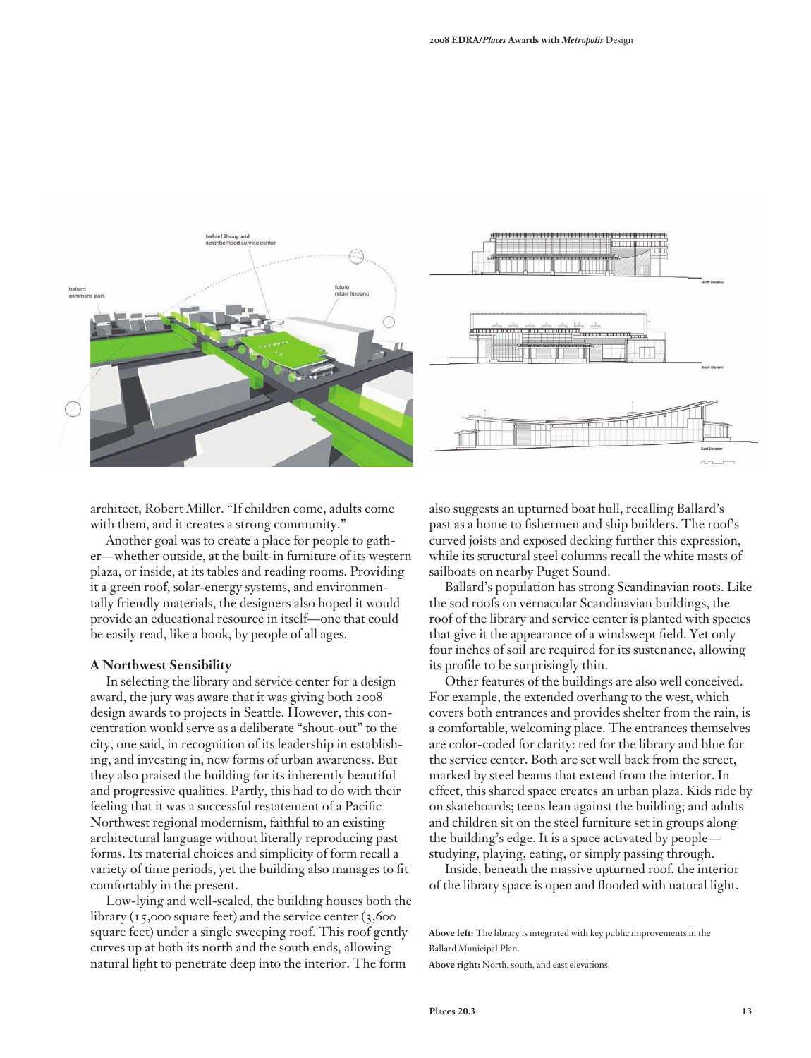architect, Robert Miller. "If children come, adults come with them, and it creates a strong community."

Another goal was to create a place for people to gather—whether outside, at the built-in furniture of its western plaza, or inside, at its tables and reading rooms. Providing it a green roof, solar-energy systems, and environmentally friendly materials, the designers also hoped it would provide an educational resource in itself—one that could be easily read, like a book, by people of all ages.

### A Northwest Sensibility

In selecting the library and service center for a design award, the jury was aware that it was giving both 2008 design awards to projects in Seattle. However, this concentration would serve as a deliberate "shout-out" to the city, one said, in recognition of its leadership in establishing, and investing in, new forms of urban awareness. But they also praised the building for its inherently beautiful and progressive qualities. Partly, this had to do with their feeling that it was a successful restatement of a Pacific Northwest regional modernism, faithful to an existing architectural language without literally reproducing past forms. Its material choices and simplicity of form recall a variety of time periods, yet the building also manages to fit comfortably in the present.

Low-lying and well-scaled, the building houses both the library (15,000 square feet) and the service center (3,600 square feet) under a single sweeping roof. This roof gently curves up at both its north and the south ends, allowing natural light to penetrate deep into the interior. The form also suggests an upturned boat hull, recalling Ballard's past as a home to fishermen and ship builders. The roof's curved joists and exposed decking further this expression, while its structural steel columns recall the white masts of sailboats on nearby Puget Sound.

Ballard's population has strong Scandinavian roots. Like the sod roofs on vernacular Scandinavian buildings, the roof of the library and service center is planted with species that give it the appearance of a windswept field. Yet only four inches of soil are required for its sustenance, allowing its profile to be surprisingly thin.

Other features of the buildings are also well conceived. For example, the extended overhang to the west, which covers both entrances and provides shelter from the rain, is a comfortable, welcoming place. The entrances themselves are color-coded for clarity: red for the library and blue for the service center. Both are set well back from the street, marked by steel beams that extend from the interior. In effect, this shared space creates an urban plaza. Kids ride by on skateboards; teens lean against the building; and adults and children sit on the steel furniture set in groups along the building's edge. It is a space activated by people—studying, playing, eating, or simply passing through.

Inside, beneath the massive upturned roof, the interior of the library space is open and flooded with natural light.

**Above left:** The library is integrated with key public improvements in the Ballard Municipal Plan.

**Above right:** North, south, and east elevations.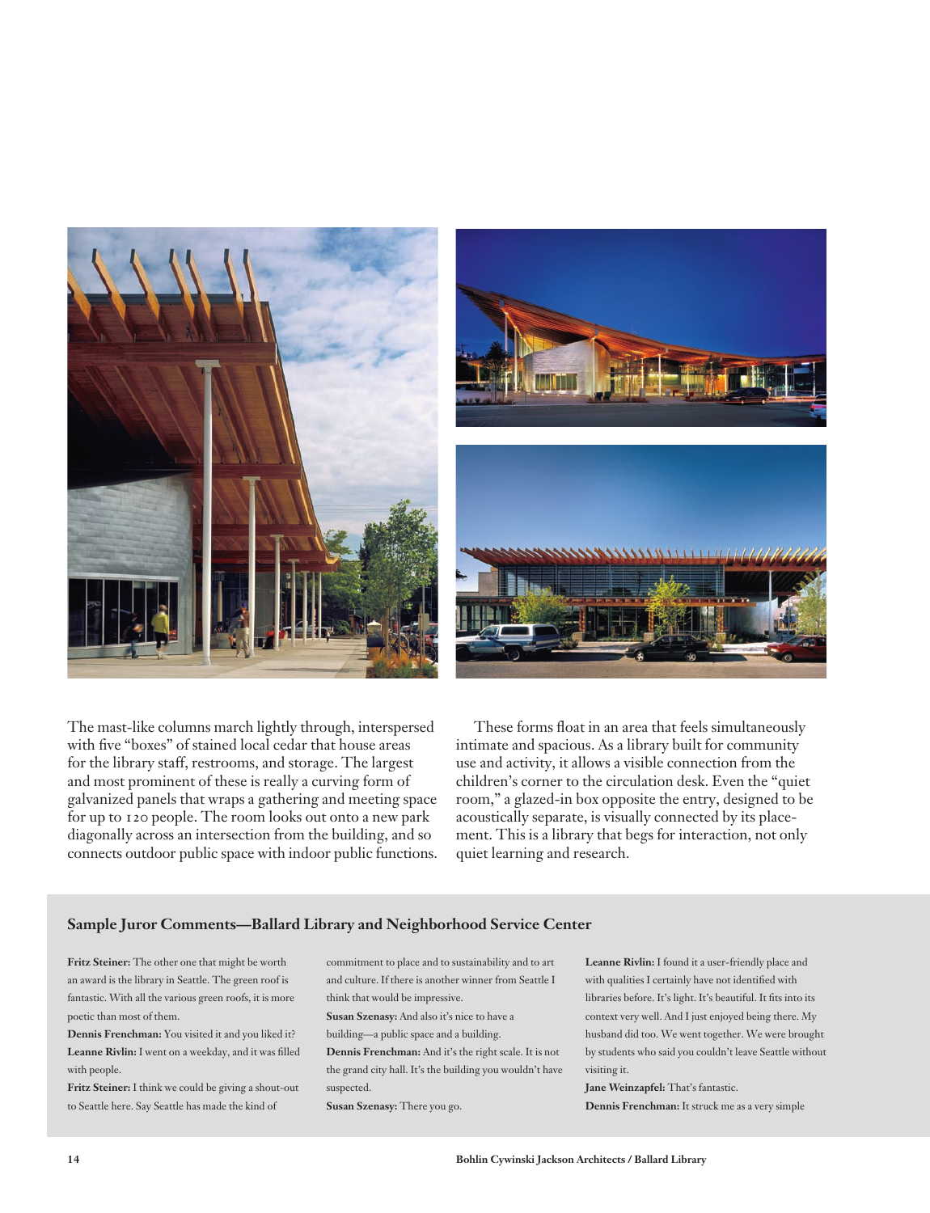The mast-like columns march lightly through, interspersed with five "boxes" of stained local cedar that house areas for the library staff, restrooms, and storage. The largest and most prominent of these is really a curving form of galvanized panels that wraps a gathering and meeting space for up to 120 people. The room looks out onto a new park diagonally across an intersection from the building, and so connects outdoor public space with indoor public functions.

These forms float in an area that feels simultaneously intimate and spacious. As a library built for community use and activity, it allows a visible connection from the children's corner to the circulation desk. Even the "quiet room," a glazed-in box opposite the entry, designed to be acoustically separate, is visually connected by its placement. This is a library that begs for interaction, not only quiet learning and research.

### Sample Juror Comments—Ballard Library and Neighborhood Service Center

**Fritz Steiner:** The other one that might be worth an award is the library in Seattle. The green roof is fantastic. With all the various green roofs, it is more poetic than most of them.

**Dennis Frenchman:** You visited it and you liked it?

**Leanne Rivlin:** I went on a weekday, and it was filled with people.

**Fritz Steiner:** I think we could be giving a shout-out to Seattle here. Say Seattle has made the kind of commitment to place and to sustainability and to art and culture. If there is another winner from Seattle I think that would be impressive.

**Susan Szenasy:** And also it's nice to have a building—a public space and a building.

**Dennis Frenchman:** And it's the right scale. It is not the grand city hall. It's the building you wouldn't have suspected.

**Susan Szenasy:** There you go.

**Leanne Rivlin:** I found it a user-friendly place and with qualities I certainly have not identified with libraries before. It's light. It's beautiful. It fits into its context very well. And I just enjoyed being there. My husband did too. We went together. We were brought by students who said you couldn't leave Seattle without visiting it.

**Jane Weinzapfel:** That's fantastic.

**Dennis Frenchman:** It struck me as a very simple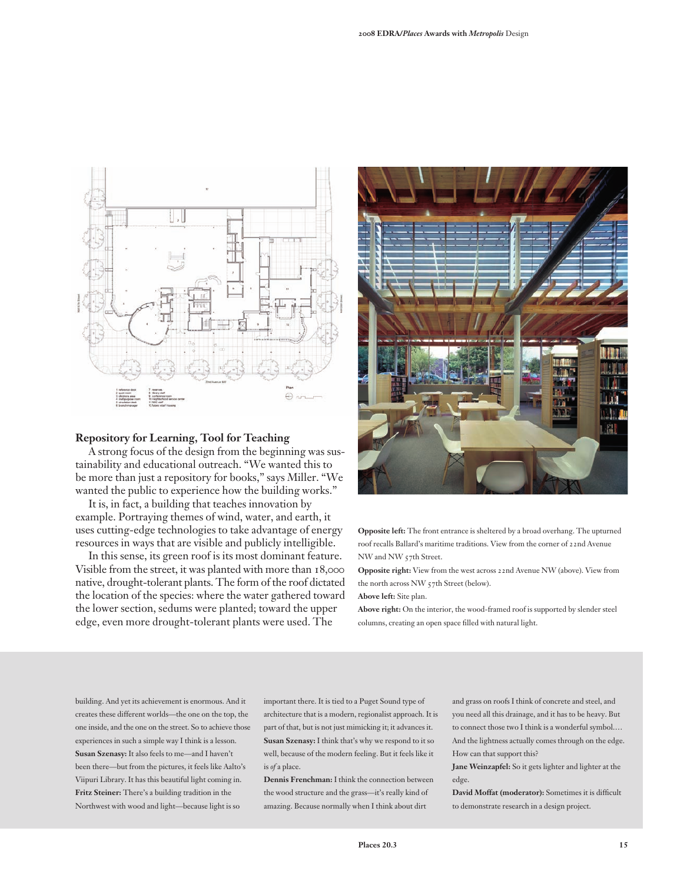## Repository for Learning, Tool for Teaching

A strong focus of the design from the beginning was sustainability and educational outreach. "We wanted this to be more than just a repository for books," says Miller. "We wanted the public to experience how the building works."

It is, in fact, a building that teaches innovation by example. Portraying themes of wind, water, and earth, it uses cutting-edge technologies to take advantage of energy resources in ways that are visible and publicly intelligible.

In this sense, its green roof is its most dominant feature. Visible from the street, it was planted with more than 18,000 native, drought-tolerant plants. The form of the roof dictated the location of the species: where the water gathered toward the lower section, sedums were planted; toward the upper edge, even more drought-tolerant plants were used. The

**Opposite left:** The front entrance is sheltered by a broad overhang. The upturned roof recalls Ballard's maritime traditions. View from the corner of 22nd Avenue NW and NW 57th Street.

**Opposite right:** View from the west across 22nd Avenue NW (above). View from the north across NW 57th Street (below).

**Above left:** Site plan.

**Above right:** On the interior, the wood-framed roof is supported by slender steel columns, creating an open space filled with natural light.

building. And yet its achievement is enormous. And it creates these different worlds—the one on the top, the one inside, and the one on the street. So to achieve those experiences in such a simple way I think is a lesson.

**Susan Szenasy:** It also feels to me—and I haven't been there—but from the pictures, it feels like Aalto's Viipuri Library. It has this beautiful light coming in.

**Fritz Steiner:** There's a building tradition in the Northwest with wood and light—because light is so important there. It is tied to a Puget Sound type of architecture that is a modern, regionalist approach. It is part of that, but is not just mimicking it; it advances it.

**Susan Szenasy:** I think that's why we respond to it so well, because of the modern feeling. But it feels like it is *of* a place.

**Dennis Frenchman:** I think the connection between the wood structure and the grass—it's really kind of amazing. Because normally when I think about dirt and grass on roofs I think of concrete and steel, and you need all this drainage, and it has to be heavy. But to connect those two I think is a wonderful symbol.... And the lightness actually comes through on the edge. How can that support this?

**Jane Weinzapfel:** So it gets lighter and lighter at the edge.

**David Moffat (moderator):** Sometimes it is difficult to demonstrate research in a design project.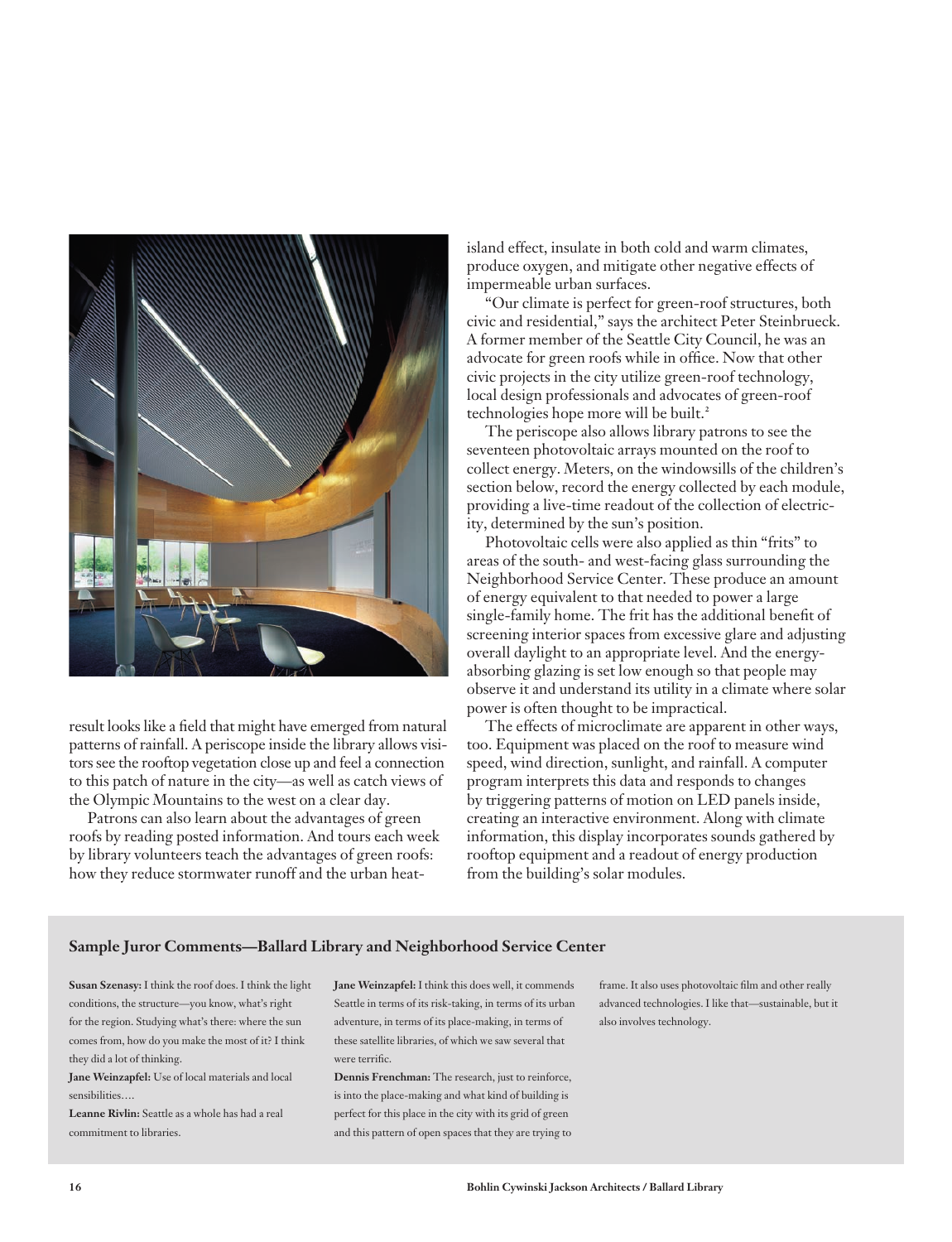result looks like a field that might have emerged from natural patterns of rainfall. A periscope inside the library allows visitors see the rooftop vegetation close up and feel a connection to this patch of nature in the city—as well as catch views of the Olympic Mountains to the west on a clear day.

Patrons can also learn about the advantages of green roofs by reading posted information. And tours each week by library volunteers teach the advantages of green roofs: how they reduce stormwater runoff and the urban heat-island effect, insulate in both cold and warm climates, produce oxygen, and mitigate other negative effects of impermeable urban surfaces.

"Our climate is perfect for green-roof structures, both civic and residential," says the architect Peter Steinbrueck. A former member of the Seattle City Council, he was an advocate for green roofs while in office. Now that other civic projects in the city utilize green-roof technology, local design professionals and advocates of green-roof technologies hope more will be built.[2]

The periscope also allows library patrons to see the seventeen photovoltaic arrays mounted on the roof to collect energy. Meters, on the windowsills of the children's section below, record the energy collected by each module, providing a live-time readout of the collection of electricity, determined by the sun's position.

Photovoltaic cells were also applied as thin "frits" to areas of the south- and west-facing glass surrounding the Neighborhood Service Center. These produce an amount of energy equivalent to that needed to power a large single-family home. The frit has the additional benefit of screening interior spaces from excessive glare and adjusting overall daylight to an appropriate level. And the energy-absorbing glazing is set low enough so that people may observe it and understand its utility in a climate where solar power is often thought to be impractical.

The effects of microclimate are apparent in other ways, too. Equipment was placed on the roof to measure wind speed, wind direction, sunlight, and rainfall. A computer program interprets this data and responds to changes by triggering patterns of motion on LED panels inside, creating an interactive environment. Along with climate information, this display incorporates sounds gathered by rooftop equipment and a readout of energy production from the building's solar modules.

### Sample Juror Comments—Ballard Library and Neighborhood Service Center

**Susan Szenasy:** I think the roof does. I think the light conditions, the structure—you know, what's right for the region. Studying what's there: where the sun comes from, how do you make the most of it? I think they did a lot of thinking.

**Jane Weinzapfel:** Use of local materials and local sensibilities….

**Leanne Rivlin:** Seattle as a whole has had a real commitment to libraries.

**Jane Weinzapfel:** I think this does well, it commends Seattle in terms of its risk-taking, in terms of its urban adventure, in terms of its place-making, in terms of these satellite libraries, of which we saw several that were terrific.

**Dennis Frenchman:** The research, just to reinforce, is into the place-making and what kind of building is perfect for this place in the city with its grid of green and this pattern of open spaces that they are trying to frame. It also uses photovoltaic film and other really advanced technologies. I like that—sustainable, but it also involves technology.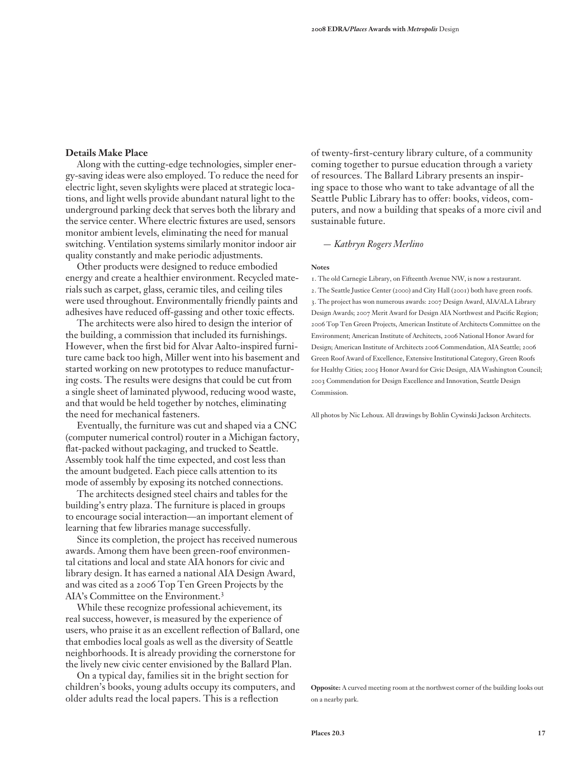## Details Make Place

Along with the cutting-edge technologies, simpler energy-saving ideas were also employed. To reduce the need for electric light, seven skylights were placed at strategic locations, and light wells provide abundant natural light to the underground parking deck that serves both the library and the service center. Where electric fixtures are used, sensors monitor ambient levels, eliminating the need for manual switching. Ventilation systems similarly monitor indoor air quality constantly and make periodic adjustments.

Other products were designed to reduce embodied energy and create a healthier environment. Recycled materials such as carpet, glass, ceramic tiles, and ceiling tiles were used throughout. Environmentally friendly paints and adhesives have reduced off-gassing and other toxic effects.

The architects were also hired to design the interior of the building, a commission that included its furnishings. However, when the first bid for Alvar Aalto-inspired furniture came back too high, Miller went into his basement and started working on new prototypes to reduce manufacturing costs. The results were designs that could be cut from a single sheet of laminated plywood, reducing wood waste, and that would be held together by notches, eliminating the need for mechanical fasteners.

Eventually, the furniture was cut and shaped via a CNC (computer numerical control) router in a Michigan factory, flat-packed without packaging, and trucked to Seattle. Assembly took half the time expected, and cost less than the amount budgeted. Each piece calls attention to its mode of assembly by exposing its notched connections.

The architects designed steel chairs and tables for the building's entry plaza. The furniture is placed in groups to encourage social interaction—an important element of learning that few libraries manage successfully.

Since its completion, the project has received numerous awards. Among them have been green-roof environmental citations and local and state AIA honors for civic and library design. It has earned a national AIA Design Award, and was cited as a 2006 Top Ten Green Projects by the AIA's Committee on the Environment.[3]

While these recognize professional achievement, its real success, however, is measured by the experience of users, who praise it as an excellent reflection of Ballard, one that embodies local goals as well as the diversity of Seattle neighborhoods. It is already providing the cornerstone for the lively new civic center envisioned by the Ballard Plan.

On a typical day, families sit in the bright section for children's books, young adults occupy its computers, and older adults read the local papers. This is a reflection of twenty-first-century library culture, of a community coming together to pursue education through a variety of resources. The Ballard Library presents an inspiring space to those who want to take advantage of all the Seattle Public Library has to offer: books, videos, computers, and now a building that speaks of a more civil and sustainable future.

— *Kathryn Rogers Merlino*

**Notes**

1. The old Carnegie Library, on Fifteenth Avenue NW, is now a restaurant.
2. The Seattle Justice Center (2000) and City Hall (2001) both have green roofs.
3. The project has won numerous awards: 2007 Design Award, AIA/ALA Library Design Awards; 2007 Merit Award for Design AIA Northwest and Pacific Region; 2006 Top Ten Green Projects, American Institute of Architects Committee on the Environment; American Institute of Architects, 2006 National Honor Award for Design; American Institute of Architects 2006 Commendation, AIA Seattle; 2006 Green Roof Award of Excellence, Extensive Institutional Category, Green Roofs for Healthy Cities; 2005 Honor Award for Civic Design, AIA Washington Council; 2003 Commendation for Design Excellence and Innovation, Seattle Design Commission.

All photos by Nic Lehoux. All drawings by Bohlin Cywinski Jackson Architects.

**Opposite:** A curved meeting room at the northwest corner of the building looks out on a nearby park.